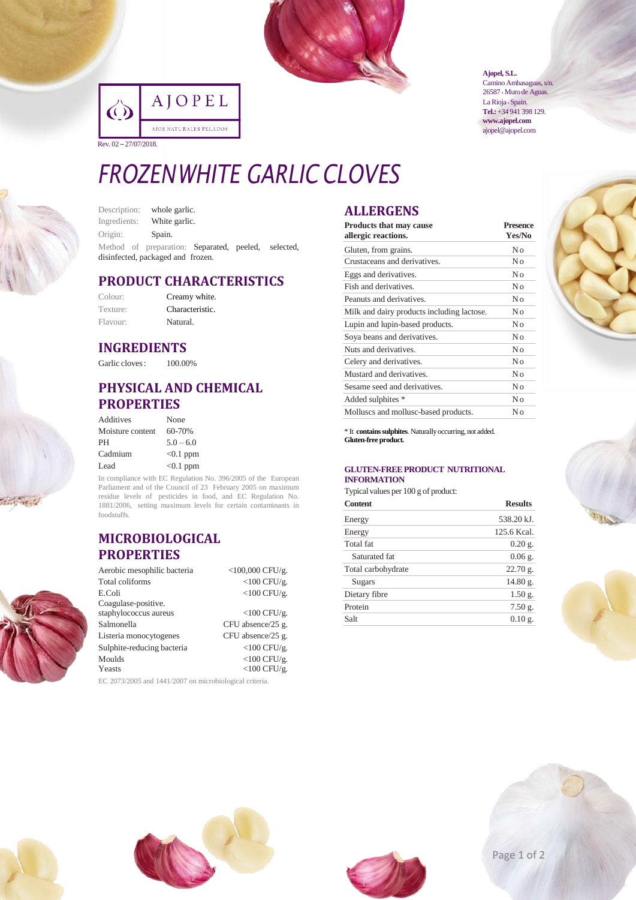AJOPEL

AJOS NATURALES PELADOS

Rev. 02 – 27/07/2018.

**Ajopel, S.L.**
Camino Ambasaguas, s/n.
26587 · Muro de Aguas.
La Rioja · Spain.
**Tel.:** +34 941 398 129.
**www.ajopel.com**
ajopel@ajopel.com

# FROZEN WHITE GARLIC CLOVES

Description: whole garlic.
Ingredients: White garlic.
Origin: Spain.
Method of preparation: Separated, peeled, selected, disinfected, packaged and frozen.

## PRODUCT CHARACTERISTICS

| | |
|---|---|
| Colour: | Creamy white. |
| Texture: | Characteristic. |
| Flavour: | Natural. |

## INGREDIENTS

| | |
|---|---|
| Garlic cloves: | 100.00% |

## PHYSICAL AND CHEMICAL PROPERTIES

| | |
|---|---|
| Additives | None |
| Moisture content | 60-70% |
| PH | 5.0 – 6.0 |
| Cadmium | <0.1 ppm |
| Lead | <0.1 ppm |

In compliance with EC Regulation No. 396/2005 of the European Parliament and of the Council of 23 February 2005 on maximum residue levels of pesticides in food, and EC Regulation No. 1881/2006, setting maximum levels for certain contaminants in foodstuffs.

## MICROBIOLOGICAL PROPERTIES

| | |
|---|---|
| Aerobic mesophilic bacteria | <100,000 CFU/g. |
| Total coliforms | <100 CFU/g. |
| E.Coli | <100 CFU/g. |
| Coagulase-positive. staphylococcus aureus | <100 CFU/g. |
| Salmonella | CFU absence/25 g. |
| Listeria monocytogenes | CFU absence/25 g. |
| Sulphite-reducing bacteria | <100 CFU/g. |
| Moulds | <100 CFU/g. |
| Yeasts | <100 CFU/g. |

EC 2073/2005 and 1441/2007 on microbiological criteria.

## ALLERGENS

| Products that may cause allergic reactions. | Presence Yes/No |
|---|---|
| Gluten, from grains. | No |
| Crustaceans and derivatives. | No |
| Eggs and derivatives. | No |
| Fish and derivatives. | No |
| Peanuts and derivatives. | No |
| Milk and dairy products including lactose. | No |
| Lupin and lupin-based products. | No |
| Soya beans and derivatives. | No |
| Nuts and derivatives. | No |
| Celery and derivatives. | No |
| Mustard and derivatives. | No |
| Sesame seed and derivatives. | No |
| Added sulphites * | No |
| Molluscs and mollusc-based products. | No |

* It **contains sulphites**. Naturally occurring, not added.
**Gluten-free product.**

### GLUTEN-FREE PRODUCT NUTRITIONAL INFORMATION

Typical values per 100 g of product:

| Content | Results |
|---|---|
| Energy | 538.20 kJ. |
| Energy | 125.6 Kcal. |
| Total fat | 0.20 g. |
| Saturated fat | 0.06 g. |
| Total carbohydrate | 22.70 g. |
| Sugars | 14.80 g. |
| Dietary fibre | 1.50 g. |
| Protein | 7.50 g. |
| Salt | 0.10 g. |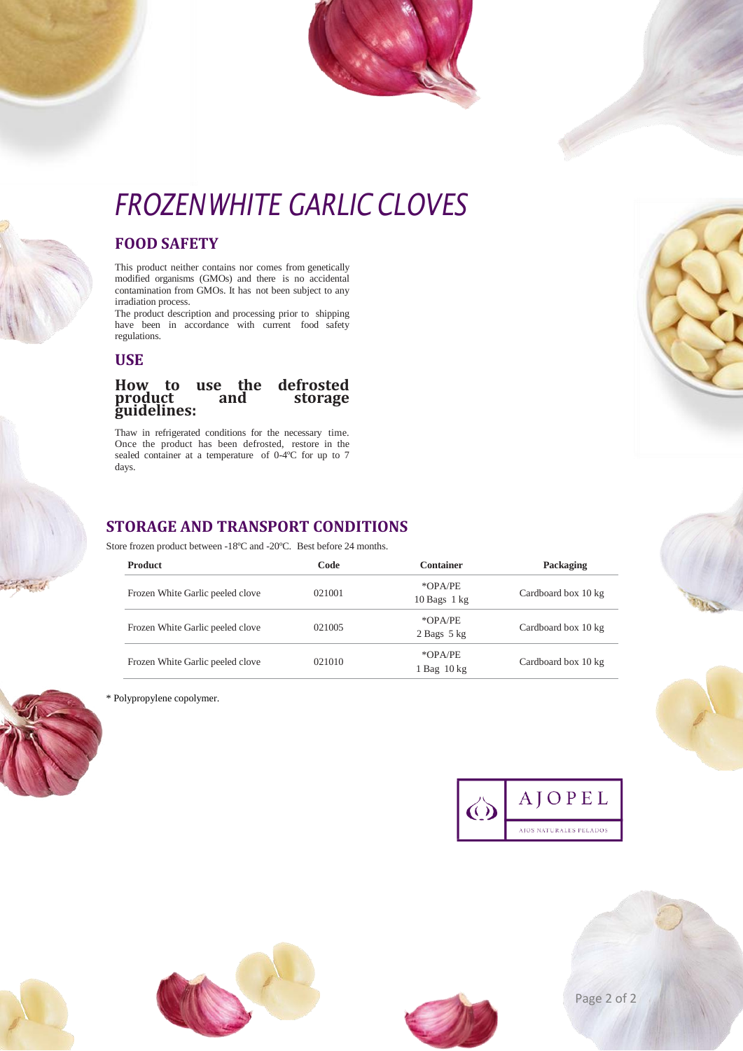# FROZENWHITE GARLIC CLOVES

## FOOD SAFETY

This product neither contains nor comes from genetically modified organisms (GMOs) and there is no accidental contamination from GMOs. It has not been subject to any irradiation process.

The product description and processing prior to shipping have been in accordance with current food safety regulations.

## USE

### How to use the defrosted product and storage guidelines:

Thaw in refrigerated conditions for the necessary time. Once the product has been defrosted, restore in the sealed container at a temperature of 0-4ºC for up to 7 days.

## STORAGE AND TRANSPORT CONDITIONS

Store frozen product between -18ºC and -20ºC. Best before 24 months.

| Product | Code | Container | Packaging |
|---|---|---|---|
| Frozen White Garlic peeled clove | 021001 | *OPA/PE 10 Bags 1 kg | Cardboard box 10 kg |
| Frozen White Garlic peeled clove | 021005 | *OPA/PE 2 Bags 5 kg | Cardboard box 10 kg |
| Frozen White Garlic peeled clove | 021010 | *OPA/PE 1 Bag 10 kg | Cardboard box 10 kg |

* Polypropylene copolymer.

AJOPEL

AJOS NATURALES PELADOS